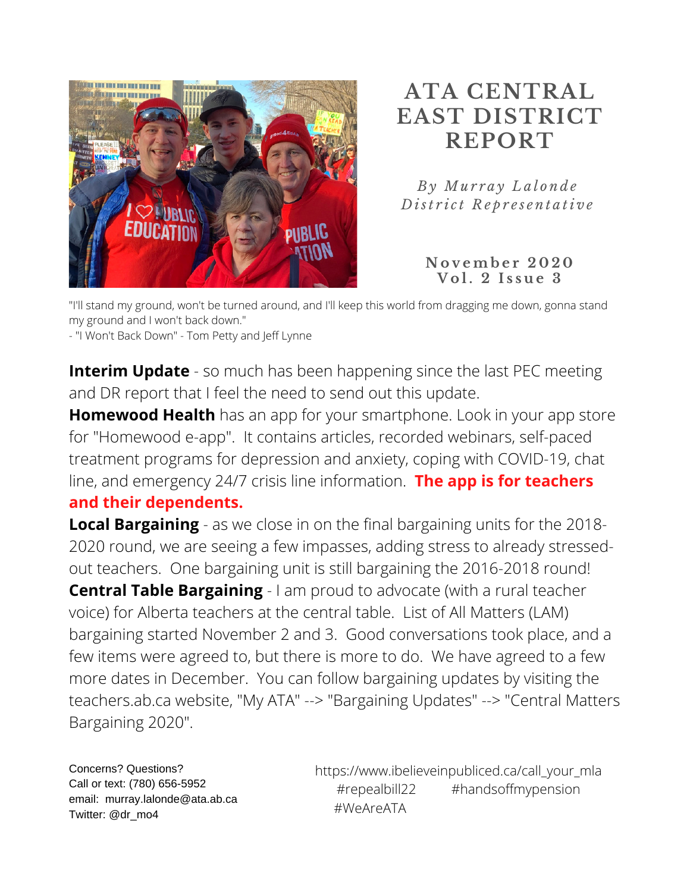# ATA CENTRAL EAST DISTRICT REPORT

*By Murray Lalonde*
*District Representative*

**November 2020**
**Vol. 2 Issue 3**

"I'll stand my ground, won't be turned around, and I'll keep this world from dragging me down, gonna stand my ground and I won't back down."
- "I Won't Back Down" - Tom Petty and Jeff Lynne

**Interim Update** - so much has been happening since the last PEC meeting and DR report that I feel the need to send out this update.

**Homewood Health** has an app for your smartphone. Look in your app store for "Homewood e-app". It contains articles, recorded webinars, self-paced treatment programs for depression and anxiety, coping with COVID-19, chat line, and emergency 24/7 crisis line information. **The app is for teachers and their dependents.**

**Local Bargaining** - as we close in on the final bargaining units for the 2018-2020 round, we are seeing a few impasses, adding stress to already stressed-out teachers. One bargaining unit is still bargaining the 2016-2018 round!

**Central Table Bargaining** - I am proud to advocate (with a rural teacher voice) for Alberta teachers at the central table. List of All Matters (LAM) bargaining started November 2 and 3. Good conversations took place, and a few items were agreed to, but there is more to do. We have agreed to a few more dates in December. You can follow bargaining updates by visiting the teachers.ab.ca website, "My ATA" --> "Bargaining Updates" --> "Central Matters Bargaining 2020".

Concerns? Questions?
Call or text: (780) 656-5952
email: murray.lalonde@ata.ab.ca
Twitter: @dr_mo4

https://www.ibelieveinpubliced.ca/call_your_mla
#repealbill22 #handsoffmypension
#WeAreATA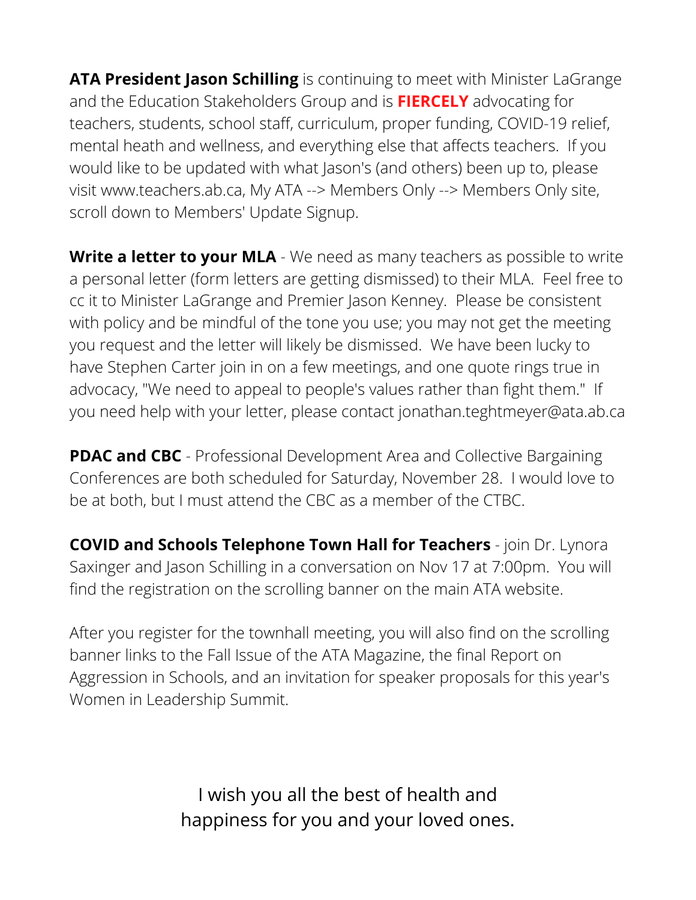**ATA President Jason Schilling** is continuing to meet with Minister LaGrange and the Education Stakeholders Group and is **FIERCELY** advocating for teachers, students, school staff, curriculum, proper funding, COVID-19 relief, mental heath and wellness, and everything else that affects teachers. If you would like to be updated with what Jason's (and others) been up to, please visit www.teachers.ab.ca, My ATA --> Members Only --> Members Only site, scroll down to Members' Update Signup.

**Write a letter to your MLA** - We need as many teachers as possible to write a personal letter (form letters are getting dismissed) to their MLA. Feel free to cc it to Minister LaGrange and Premier Jason Kenney. Please be consistent with policy and be mindful of the tone you use; you may not get the meeting you request and the letter will likely be dismissed. We have been lucky to have Stephen Carter join in on a few meetings, and one quote rings true in advocacy, "We need to appeal to people's values rather than fight them." If you need help with your letter, please contact jonathan.teghtmeyer@ata.ab.ca

**PDAC and CBC** - Professional Development Area and Collective Bargaining Conferences are both scheduled for Saturday, November 28. I would love to be at both, but I must attend the CBC as a member of the CTBC.

**COVID and Schools Telephone Town Hall for Teachers** - join Dr. Lynora Saxinger and Jason Schilling in a conversation on Nov 17 at 7:00pm. You will find the registration on the scrolling banner on the main ATA website.

After you register for the townhall meeting, you will also find on the scrolling banner links to the Fall Issue of the ATA Magazine, the final Report on Aggression in Schools, and an invitation for speaker proposals for this year's Women in Leadership Summit.

I wish you all the best of health and happiness for you and your loved ones.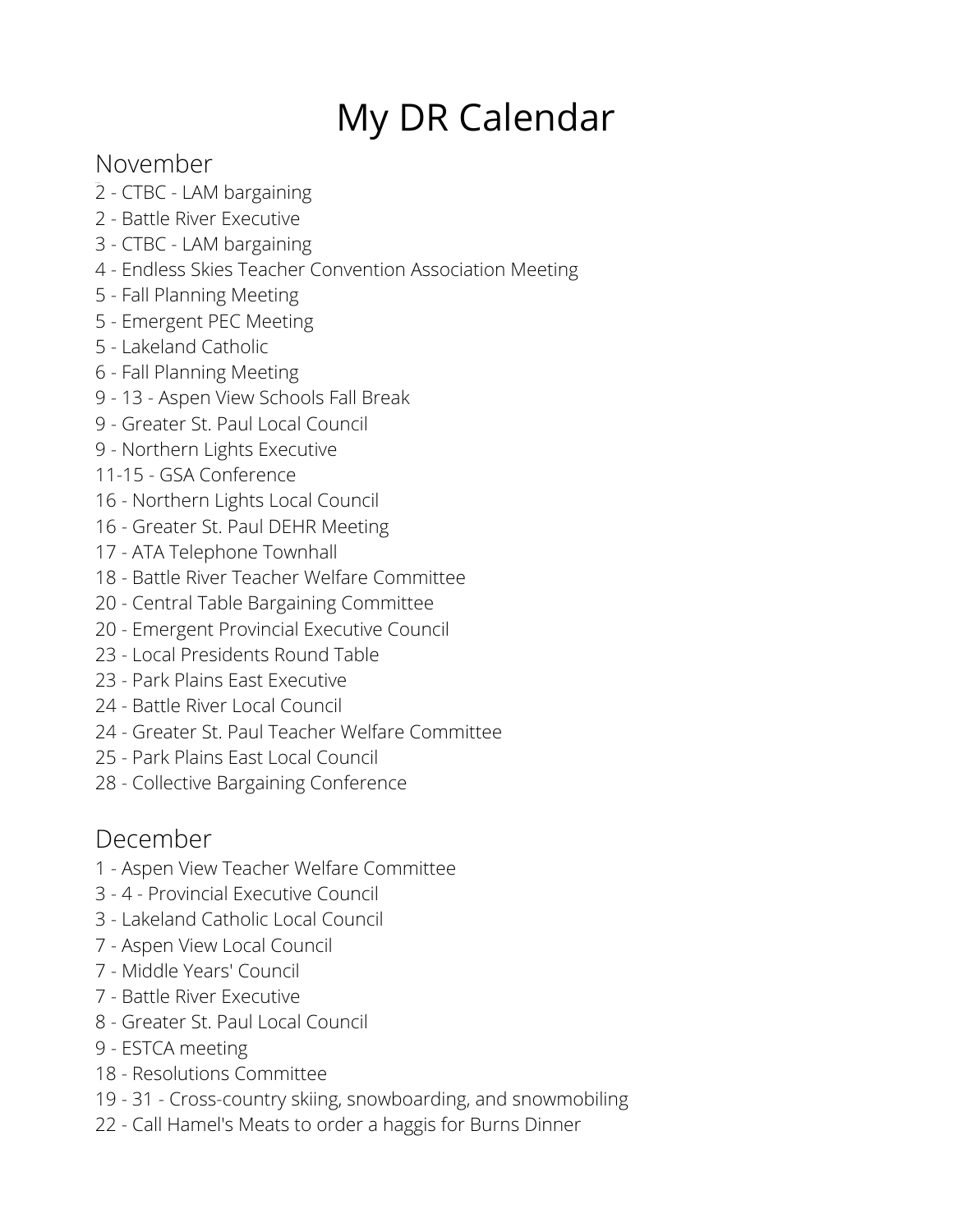# My DR Calendar

## November

2 - CTBC - LAM bargaining
2 - Battle River Executive
3 - CTBC - LAM bargaining
4 - Endless Skies Teacher Convention Association Meeting
5 - Fall Planning Meeting
5 - Emergent PEC Meeting
5 - Lakeland Catholic
6 - Fall Planning Meeting
9 - 13 - Aspen View Schools Fall Break
9 - Greater St. Paul Local Council
9 - Northern Lights Executive
11-15 - GSA Conference
16 - Northern Lights Local Council
16 - Greater St. Paul DEHR Meeting
17 - ATA Telephone Townhall
18 - Battle River Teacher Welfare Committee
20 - Central Table Bargaining Committee
20 - Emergent Provincial Executive Council
23 - Local Presidents Round Table
23 - Park Plains East Executive
24 - Battle River Local Council
24 - Greater St. Paul Teacher Welfare Committee
25 - Park Plains East Local Council
28 - Collective Bargaining Conference

## December

1 - Aspen View Teacher Welfare Committee
3 - 4 - Provincial Executive Council
3 - Lakeland Catholic Local Council
7 - Aspen View Local Council
7 - Middle Years' Council
7 - Battle River Executive
8 - Greater St. Paul Local Council
9 - ESTCA meeting
18 - Resolutions Committee
19 - 31 - Cross-country skiing, snowboarding, and snowmobiling
22 - Call Hamel's Meats to order a haggis for Burns Dinner